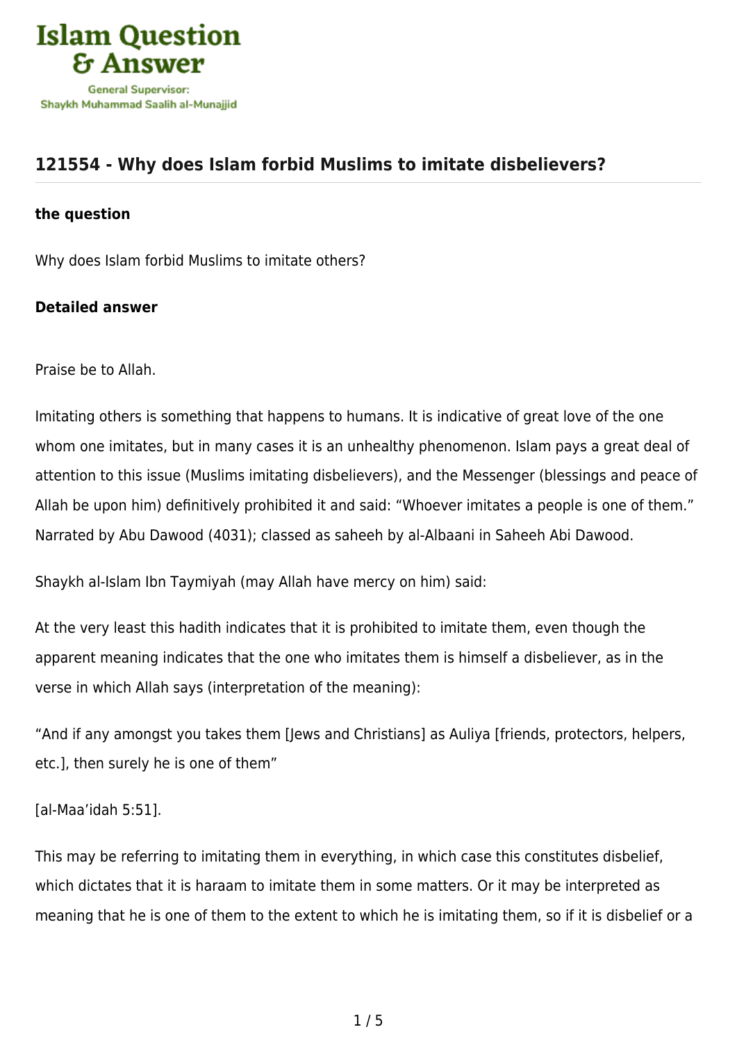# 121554 - Why does Islam forbid Muslims to imitate disbelievers?

**the question**

Why does Islam forbid Muslims to imitate others?

**Detailed answer**

Praise be to Allah.

Imitating others is something that happens to humans. It is indicative of great love of the one whom one imitates, but in many cases it is an unhealthy phenomenon. Islam pays a great deal of attention to this issue (Muslims imitating disbelievers), and the Messenger (blessings and peace of Allah be upon him) definitively prohibited it and said: "Whoever imitates a people is one of them." Narrated by Abu Dawood (4031); classed as saheeh by al-Albaani in Saheeh Abi Dawood.

Shaykh al-Islam Ibn Taymiyah (may Allah have mercy on him) said:

At the very least this hadith indicates that it is prohibited to imitate them, even though the apparent meaning indicates that the one who imitates them is himself a disbeliever, as in the verse in which Allah says (interpretation of the meaning):

"And if any amongst you takes them [Jews and Christians] as Auliya [friends, protectors, helpers, etc.], then surely he is one of them"

[al-Maa'idah 5:51].

This may be referring to imitating them in everything, in which case this constitutes disbelief, which dictates that it is haraam to imitate them in some matters. Or it may be interpreted as meaning that he is one of them to the extent to which he is imitating them, so if it is disbelief or a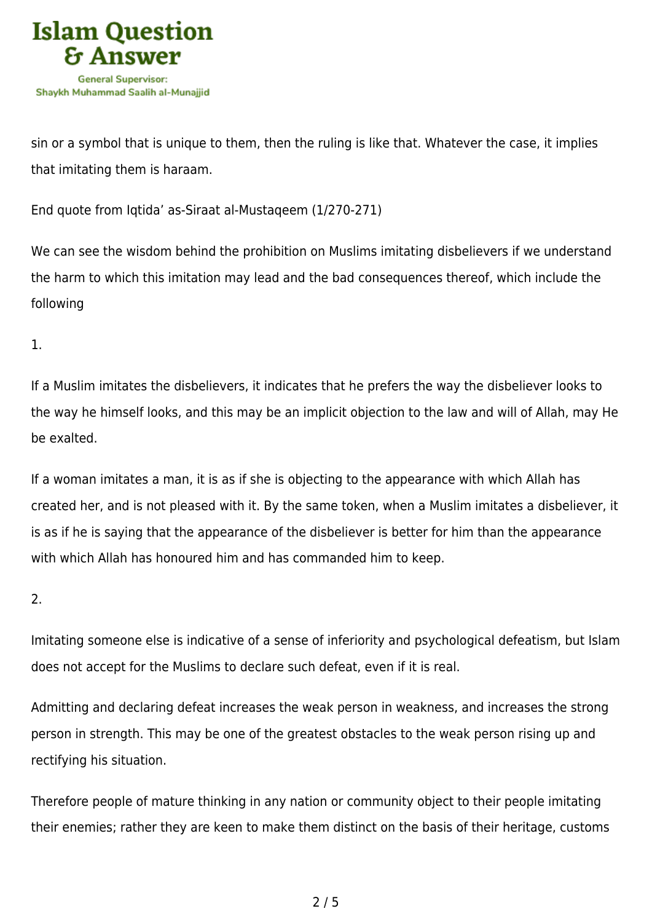sin or a symbol that is unique to them, then the ruling is like that. Whatever the case, it implies that imitating them is haraam.

End quote from Iqtida' as-Siraat al-Mustaqeem (1/270-271)

We can see the wisdom behind the prohibition on Muslims imitating disbelievers if we understand the harm to which this imitation may lead and the bad consequences thereof, which include the following

1.

If a Muslim imitates the disbelievers, it indicates that he prefers the way the disbeliever looks to the way he himself looks, and this may be an implicit objection to the law and will of Allah, may He be exalted.

If a woman imitates a man, it is as if she is objecting to the appearance with which Allah has created her, and is not pleased with it. By the same token, when a Muslim imitates a disbeliever, it is as if he is saying that the appearance of the disbeliever is better for him than the appearance with which Allah has honoured him and has commanded him to keep.

2.

Imitating someone else is indicative of a sense of inferiority and psychological defeatism, but Islam does not accept for the Muslims to declare such defeat, even if it is real.

Admitting and declaring defeat increases the weak person in weakness, and increases the strong person in strength. This may be one of the greatest obstacles to the weak person rising up and rectifying his situation.

Therefore people of mature thinking in any nation or community object to their people imitating their enemies; rather they are keen to make them distinct on the basis of their heritage, customs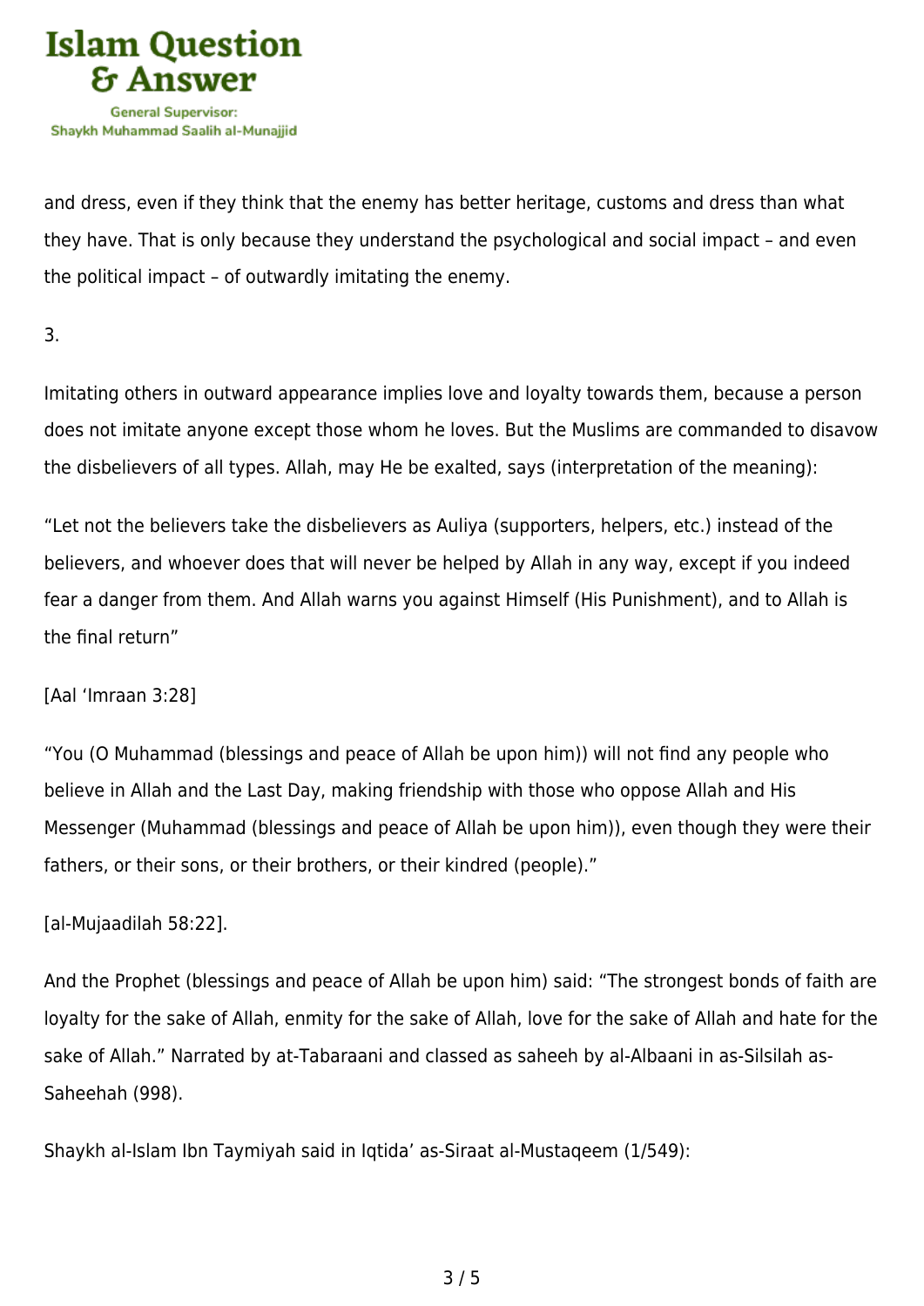and dress, even if they think that the enemy has better heritage, customs and dress than what they have. That is only because they understand the psychological and social impact – and even the political impact – of outwardly imitating the enemy.

3.

Imitating others in outward appearance implies love and loyalty towards them, because a person does not imitate anyone except those whom he loves. But the Muslims are commanded to disavow the disbelievers of all types. Allah, may He be exalted, says (interpretation of the meaning):

“Let not the believers take the disbelievers as Auliya (supporters, helpers, etc.) instead of the believers, and whoever does that will never be helped by Allah in any way, except if you indeed fear a danger from them. And Allah warns you against Himself (His Punishment), and to Allah is the final return”

[Aal ‘Imraan 3:28]

“You (O Muhammad (blessings and peace of Allah be upon him)) will not find any people who believe in Allah and the Last Day, making friendship with those who oppose Allah and His Messenger (Muhammad (blessings and peace of Allah be upon him)), even though they were their fathers, or their sons, or their brothers, or their kindred (people).”

[al-Mujaadilah 58:22].

And the Prophet (blessings and peace of Allah be upon him) said: “The strongest bonds of faith are loyalty for the sake of Allah, enmity for the sake of Allah, love for the sake of Allah and hate for the sake of Allah.” Narrated by at-Tabaraani and classed as saheeh by al-Albaani in as-Silsilah as-Saheehah (998).

Shaykh al-Islam Ibn Taymiyah said in Iqtida’ as-Siraat al-Mustaqeem (1/549):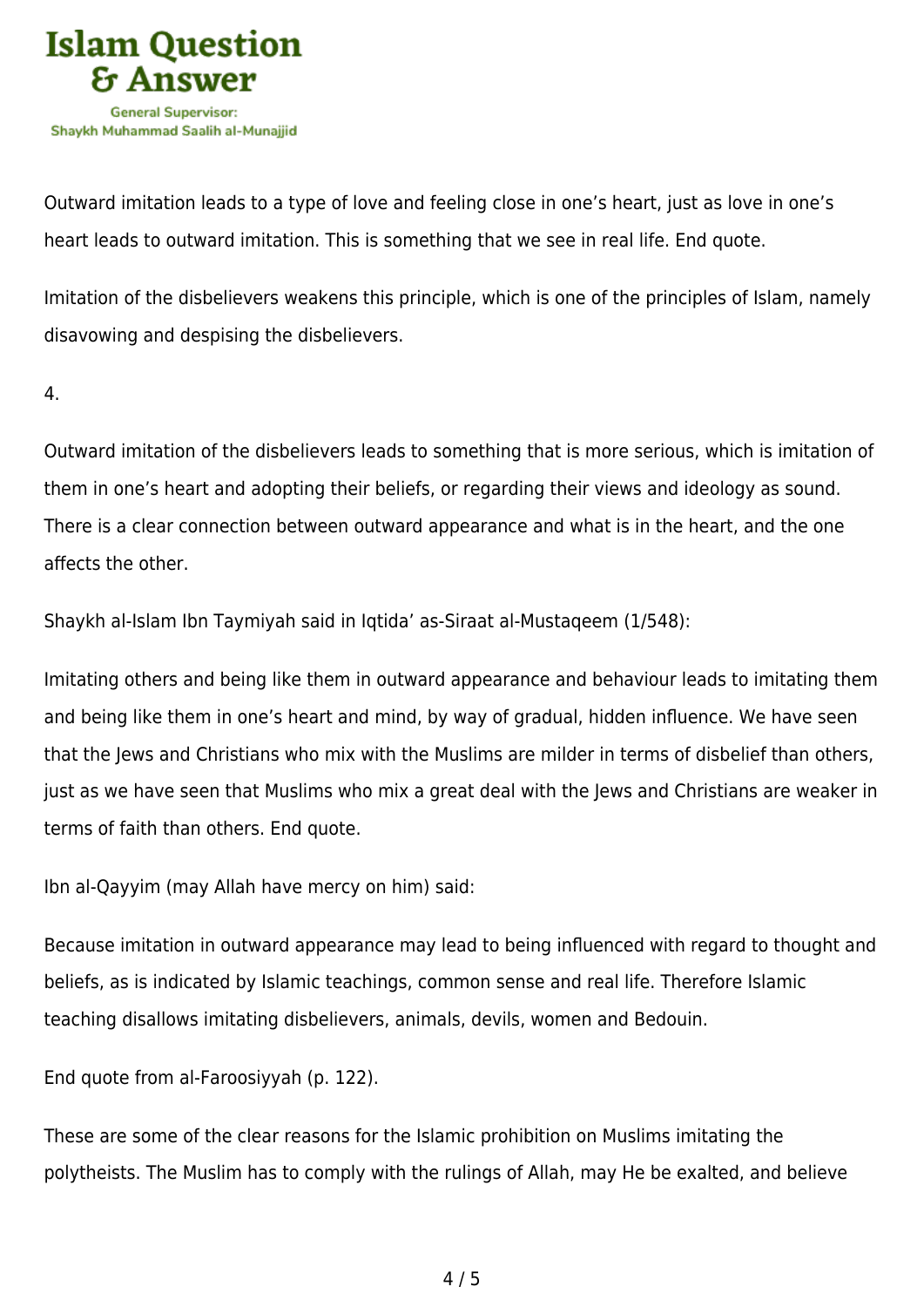Outward imitation leads to a type of love and feeling close in one's heart, just as love in one's heart leads to outward imitation. This is something that we see in real life. End quote.

Imitation of the disbelievers weakens this principle, which is one of the principles of Islam, namely disavowing and despising the disbelievers.

4.

Outward imitation of the disbelievers leads to something that is more serious, which is imitation of them in one's heart and adopting their beliefs, or regarding their views and ideology as sound. There is a clear connection between outward appearance and what is in the heart, and the one affects the other.

Shaykh al-Islam Ibn Taymiyah said in Iqtida' as-Siraat al-Mustaqeem (1/548):

Imitating others and being like them in outward appearance and behaviour leads to imitating them and being like them in one's heart and mind, by way of gradual, hidden influence. We have seen that the Jews and Christians who mix with the Muslims are milder in terms of disbelief than others, just as we have seen that Muslims who mix a great deal with the Jews and Christians are weaker in terms of faith than others. End quote.

Ibn al-Qayyim (may Allah have mercy on him) said:

Because imitation in outward appearance may lead to being influenced with regard to thought and beliefs, as is indicated by Islamic teachings, common sense and real life. Therefore Islamic teaching disallows imitating disbelievers, animals, devils, women and Bedouin.

End quote from al-Faroosiyyah (p. 122).

These are some of the clear reasons for the Islamic prohibition on Muslims imitating the polytheists. The Muslim has to comply with the rulings of Allah, may He be exalted, and believe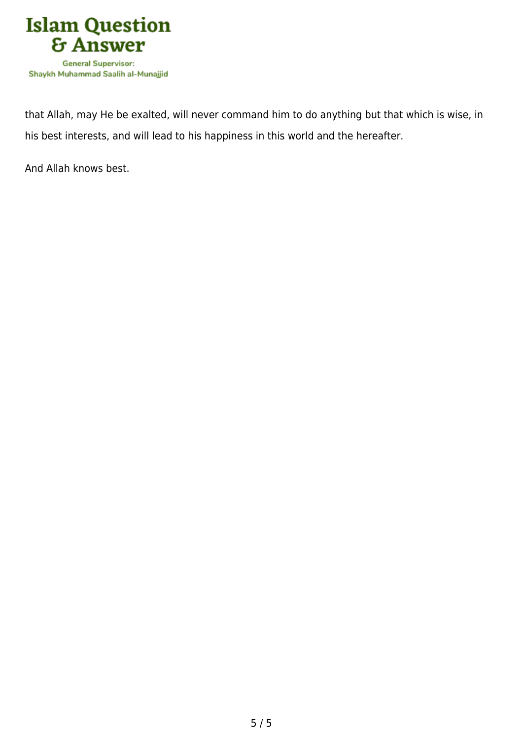that Allah, may He be exalted, will never command him to do anything but that which is wise, in his best interests, and will lead to his happiness in this world and the hereafter.

And Allah knows best.